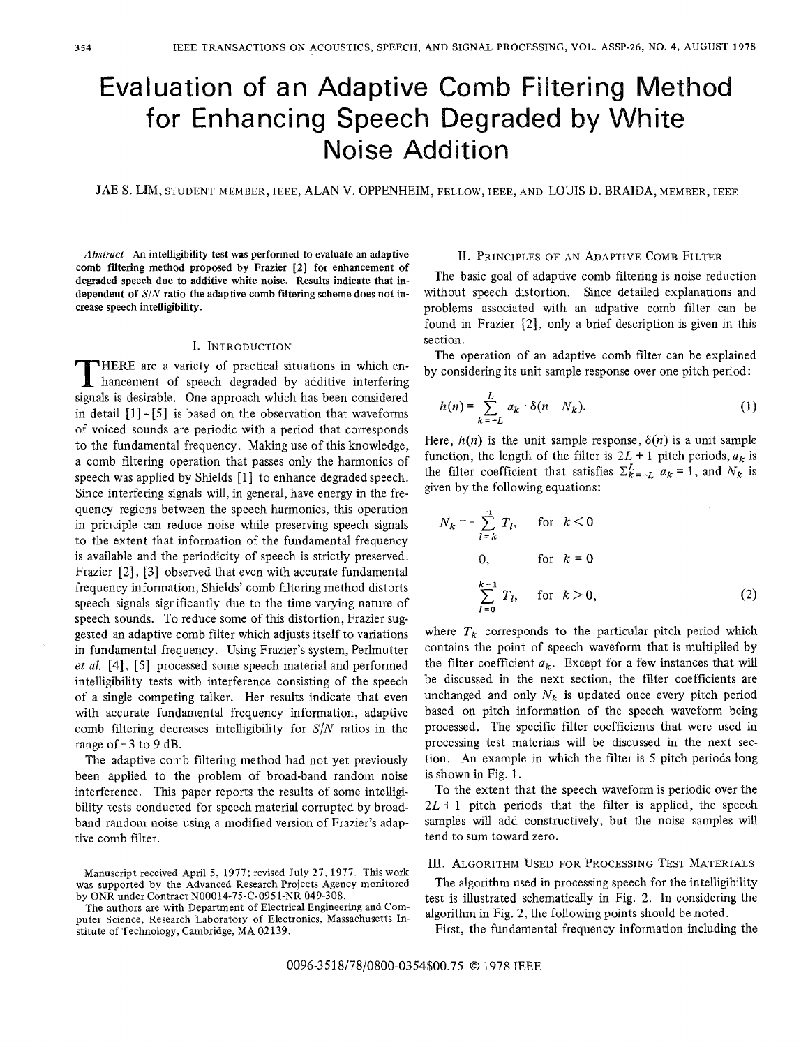# Evaluation of an Adaptive Comb Filtering Method for Enhancing Speech Degraded by White Noise Addition

JAE S. LIM, STUDENT MEMBER, IEEE, ALAN V. OPPENHEIM, FELLOW, IEEE, AND LOUIS D. BRAIDA, MEMBER, IEEE

***Abstract*—An intelligibility test was performed to evaluate an adaptive comb filtering method proposed by Frazier [2] for enhancement of degraded speech due to additive white noise. Results indicate that independent of $S/N$ ratio the adaptive comb filtering scheme does not increase speech intelligibility.**

## I. Introduction

THERE are a variety of practical situations in which enhancement of speech degraded by additive interfering signals is desirable. One approach which has been considered in detail [1]-[5] is based on the observation that waveforms of voiced sounds are periodic with a period that corresponds to the fundamental frequency. Making use of this knowledge, a comb filtering operation that passes only the harmonics of speech was applied by Shields [1] to enhance degraded speech. Since interfering signals will, in general, have energy in the frequency regions between the speech harmonics, this operation in principle can reduce noise while preserving speech signals to the extent that information of the fundamental frequency is available and the periodicity of speech is strictly preserved. Frazier [2], [3] observed that even with accurate fundamental frequency information, Shields' comb filtering method distorts speech signals significantly due to the time varying nature of speech sounds. To reduce some of this distortion, Frazier suggested an adaptive comb filter which adjusts itself to variations in fundamental frequency. Using Frazier's system, Perlmutter *et al.* [4], [5] processed some speech material and performed intelligibility tests with interference consisting of the speech of a single competing talker. Her results indicate that even with accurate fundamental frequency information, adaptive comb filtering decreases intelligibility for $S/N$ ratios in the range of $-3$ to 9 dB.

The adaptive comb filtering method had not yet previously been applied to the problem of broad-band random noise interference. This paper reports the results of some intelligibility tests conducted for speech material corrupted by broad-band random noise using a modified version of Frazier's adaptive comb filter.

Manuscript received April 5, 1977; revised July 27, 1977. This work was supported by the Advanced Research Projects Agency monitored by ONR under Contract N00014-75-C-0951-NR 049-308.

The authors are with Department of Electrical Engineering and Computer Science, Research Laboratory of Electronics, Massachusetts Institute of Technology, Cambridge, MA 02139.

## II. Principles of an Adaptive Comb Filter

The basic goal of adaptive comb filtering is noise reduction without speech distortion. Since detailed explanations and problems associated with an adpative comb filter can be found in Frazier [2], only a brief description is given in this section.

The operation of an adaptive comb filter can be explained by considering its unit sample response over one pitch period:

$$h(n) = \sum_{k=-L}^{L} a_k \cdot \delta(n - N_k). \tag{1}$$

Here, $h(n)$ is the unit sample response, $\delta(n)$ is a unit sample function, the length of the filter is $2L + 1$ pitch periods, $a_k$ is the filter coefficient that satisfies $\sum_{k=-L}^{L} a_k = 1$, and $N_k$ is given by the following equations:

$$N_k = \begin{cases} -\sum_{l=k}^{-1} T_l, & \text{for } k < 0 \\ 0, & \text{for } k = 0 \\ \sum_{l=0}^{k-1} T_l, & \text{for } k > 0, \end{cases} \tag{2}$$

where $T_k$ corresponds to the particular pitch period which contains the point of speech waveform that is multiplied by the filter coefficient $a_k$. Except for a few instances that will be discussed in the next section, the filter coefficients are unchanged and only $N_k$ is updated once every pitch period based on pitch information of the speech waveform being processed. The specific filter coefficients that were used in processing test materials will be discussed in the next section. An example in which the filter is 5 pitch periods long is shown in Fig. 1.

To the extent that the speech waveform is periodic over the $2L + 1$ pitch periods that the filter is applied, the speech samples will add constructively, but the noise samples will tend to sum toward zero.

## III. Algorithm Used for Processing Test Materials

The algorithm used in processing speech for the intelligibility test is illustrated schematically in Fig. 2. In considering the algorithm in Fig. 2, the following points should be noted.

First, the fundamental frequency information including the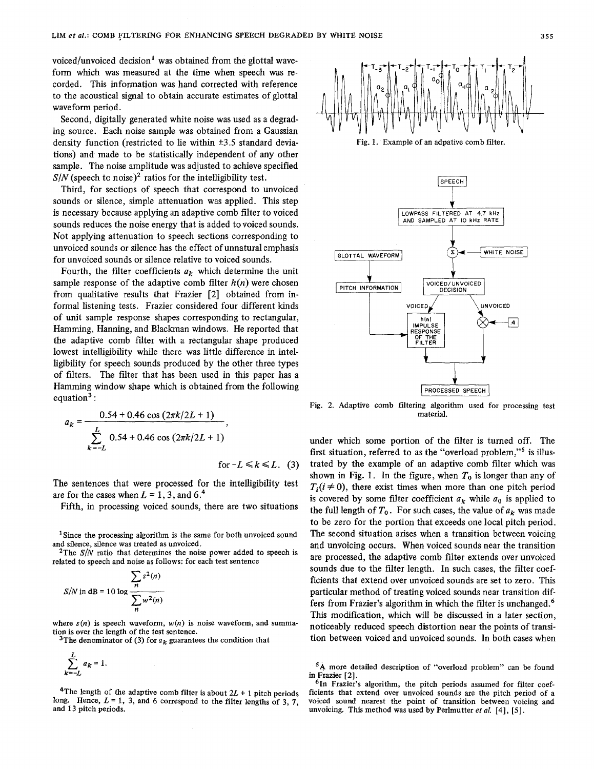voiced/unvoiced decision[1] was obtained from the glottal waveform which was measured at the time when speech was recorded. This information was hand corrected with reference to the acoustical signal to obtain accurate estimates of glottal waveform period.

Second, digitally generated white noise was used as a degrading source. Each noise sample was obtained from a Gaussian density function (restricted to lie within ±3.5 standard deviations) and made to be statistically independent of any other sample. The noise amplitude was adjusted to achieve specified $S/N$ (speech to noise)[2] ratios for the intelligibility test.

Third, for sections of speech that correspond to unvoiced sounds or silence, simple attenuation was applied. This step is necessary because applying an adaptive comb filter to voiced sounds reduces the noise energy that is added to voiced sounds. Not applying attenuation to speech sections corresponding to unvoiced sounds or silence has the effect of unnatural emphasis for unvoiced sounds or silence relative to voiced sounds.

Fourth, the filter coefficients $a_k$ which determine the unit sample response of the adaptive comb filter $h(n)$ were chosen from qualitative results that Frazier [2] obtained from informal listening tests. Frazier considered four different kinds of unit sample response shapes corresponding to rectangular, Hamming, Hanning, and Blackman windows. He reported that the adaptive comb filter with a rectangular shape produced lowest intelligibility while there was little difference in intelligibility for speech sounds produced by the other three types of filters. The filter that has been used in this paper has a Hamming window shape which is obtained from the following equation[3]:

$$a_k = \frac{0.54 + 0.46 \cos (2\pi k/2L + 1)}{\sum_{k=-L}^{L} 0.54 + 0.46 \cos (2\pi k/2L + 1)}, \quad \text{for } -L \leqslant k \leqslant L. \quad (3)$$

The sentences that were processed for the intelligibility test are for the cases when $L = 1, 3,$ and $6$.[4]

Fifth, in processing voiced sounds, there are two situations under which some portion of the filter is turned off. The first situation, referred to as the "overload problem,"[5] is illustrated by the example of an adaptive comb filter which was shown in Fig. 1. In the figure, when $T_0$ is longer than any of $T_i (i \neq 0)$, there exist times when more than one pitch period is covered by some filter coefficient $a_k$ while $a_0$ is applied to the full length of $T_0$. For such cases, the value of $a_k$ was made to be zero for the portion that exceeds one local pitch period. The second situation arises when a transition between voicing and unvoicing occurs. When voiced sounds near the transition are processed, the adaptive comb filter extends over unvoiced sounds due to the filter length. In such cases, the filter coefficients that extend over unvoiced sounds are set to zero. This particular method of treating voiced sounds near transition differs from Frazier's algorithm in which the filter is unchanged.[6] This modification, which will be discussed in a later section, noticeably reduced speech distortion near the points of transition between voiced and unvoiced sounds. In both cases when

Fig. 1. Example of an adpative comb filter.

Fig. 2. Adaptive comb filtering algorithm used for processing test material.

---

[1] Since the processing algorithm is the same for both unvoiced sound and silence, silence was treated as unvoiced.

[2] The $S/N$ ratio that determines the noise power added to speech is related to speech and noise as follows: for each test sentence

$$S/N \text{ in dB} = 10 \log \frac{\sum_n s^2(n)}{\sum_n w^2(n)}$$

where $s(n)$ is speech waveform, $w(n)$ is noise waveform, and summation is over the length of the test sentence.

[3] The denominator of (3) for $a_k$ guarantees the condition that

$$\sum_{k=-L}^{L} a_k = 1.$$

[4] The length of the adaptive comb filter is about $2L + 1$ pitch periods long. Hence, $L = 1, 3,$ and $6$ correspond to the filter lengths of 3, 7, and 13 pitch periods.

[5] A more detailed description of "overload problem" can be found in Frazier [2].

[6] In Frazier's algorithm, the pitch periods assumed for filter coefficients that extend over unvoiced sounds are the pitch period of a voiced sound nearest the point of transition between voicing and unvoicing. This method was used by Perlmutter *et al.* [4], [5].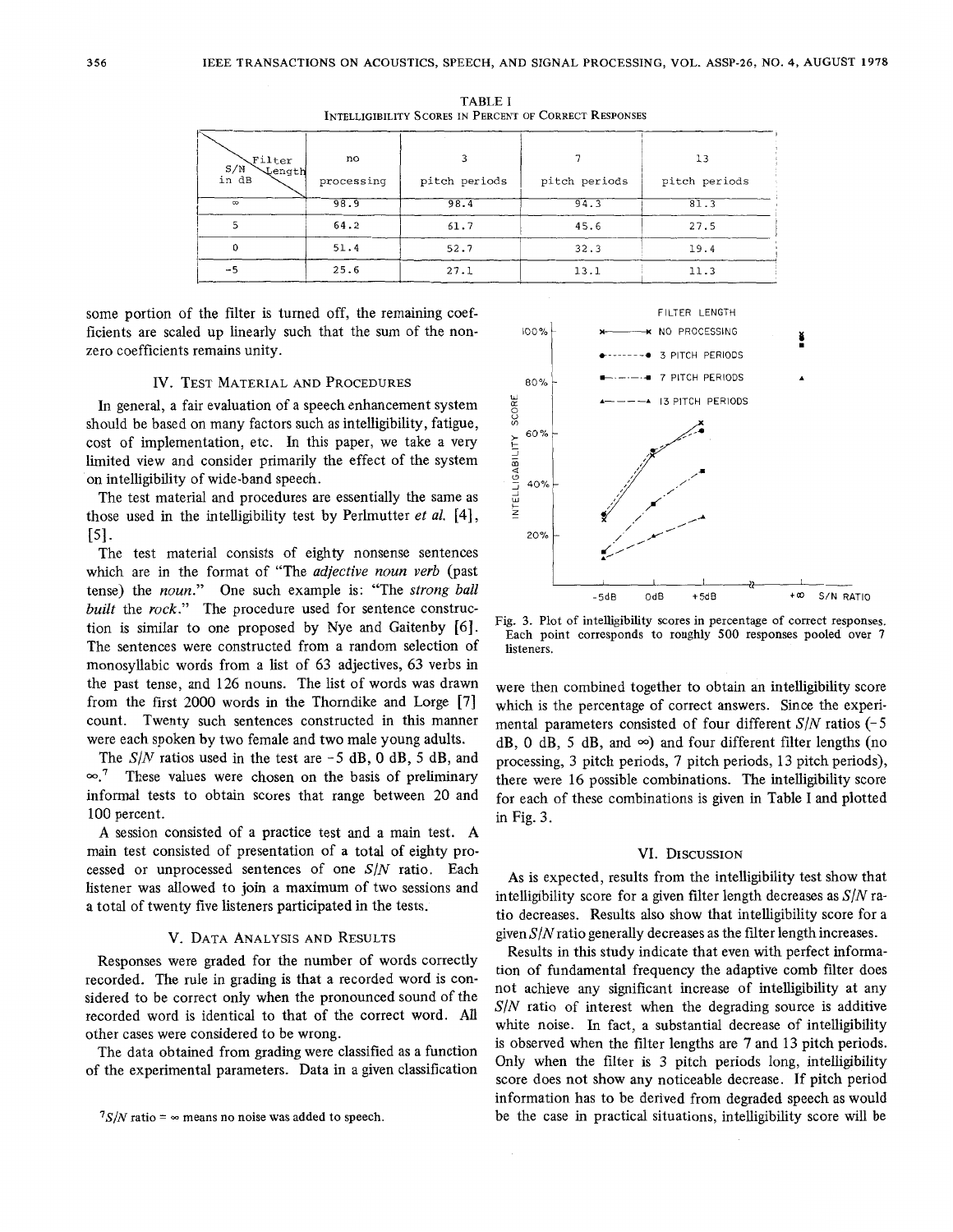TABLE I
INTELLIGIBILITY SCORES IN PERCENT OF CORRECT RESPONSES

| S/N in dB \ Filter Length | no processing | 3 pitch periods | 7 pitch periods | 13 pitch periods |
|---|---|---|---|---|
| $\infty$ | 98.9 | 98.4 | 94.3 | 81.3 |
| 5 | 64.2 | 61.7 | 45.6 | 27.5 |
| 0 | 51.4 | 52.7 | 32.3 | 19.4 |
| -5 | 25.6 | 27.1 | 13.1 | 11.3 |

some portion of the filter is turned off, the remaining coefficients are scaled up linearly such that the sum of the nonzero coefficients remains unity.

## IV. TEST MATERIAL AND PROCEDURES

In general, a fair evaluation of a speech enhancement system should be based on many factors such as intelligibility, fatigue, cost of implementation, etc. In this paper, we take a very limited view and consider primarily the effect of the system on intelligibility of wide-band speech.

The test material and procedures are essentially the same as those used in the intelligibility test by Perlmutter *et al.* [4], [5].

The test material consists of eighty nonsense sentences which are in the format of "The *adjective noun verb* (past tense) the *noun*." One such example is: "The *strong ball built* the *rock*." The procedure used for sentence construction is similar to one proposed by Nye and Gaitenby [6]. The sentences were constructed from a random selection of monosyllabic words from a list of 63 adjectives, 63 verbs in the past tense, and 126 nouns. The list of words was drawn from the first 2000 words in the Thorndike and Lorge [7] count. Twenty such sentences constructed in this manner were each spoken by two female and two male young adults.

The $S/N$ ratios used in the test are -5 dB, 0 dB, 5 dB, and $\infty$.[7] These values were chosen on the basis of preliminary informal tests to obtain scores that range between 20 and 100 percent.

A session consisted of a practice test and a main test. A main test consisted of presentation of a total of eighty processed or unprocessed sentences of one $S/N$ ratio. Each listener was allowed to join a maximum of two sessions and a total of twenty five listeners participated in the tests.

## V. DATA ANALYSIS AND RESULTS

Responses were graded for the number of words correctly recorded. The rule in grading is that a recorded word is considered to be correct only when the pronounced sound of the recorded word is identical to that of the correct word. All other cases were considered to be wrong.

The data obtained from grading were classified as a function of the experimental parameters. Data in a given classification were then combined together to obtain an intelligibility score which is the percentage of correct answers. Since the experimental parameters consisted of four different $S/N$ ratios (-5 dB, 0 dB, 5 dB, and $\infty$) and four different filter lengths (no processing, 3 pitch periods, 7 pitch periods, 13 pitch periods), there were 16 possible combinations. The intelligibility score for each of these combinations is given in Table I and plotted in Fig. 3.

[7] $S/N$ ratio = $\infty$ means no noise was added to speech.

Fig. 3. Plot of intelligibility scores in percentage of correct responses. Each point corresponds to roughly 500 responses pooled over 7 listeners.

## VI. DISCUSSION

As is expected, results from the intelligibility test show that intelligibility score for a given filter length decreases as $S/N$ ratio decreases. Results also show that intelligibility score for a given $S/N$ ratio generally decreases as the filter length increases.

Results in this study indicate that even with perfect information of fundamental frequency the adaptive comb filter does not achieve any significant increase of intelligibility at any $S/N$ ratio of interest when the degrading source is additive white noise. In fact, a substantial decrease of intelligibility is observed when the filter lengths are 7 and 13 pitch periods. Only when the filter is 3 pitch periods long, intelligibility score does not show any noticeable decrease. If pitch period information has to be derived from degraded speech as would be the case in practical situations, intelligibility score will be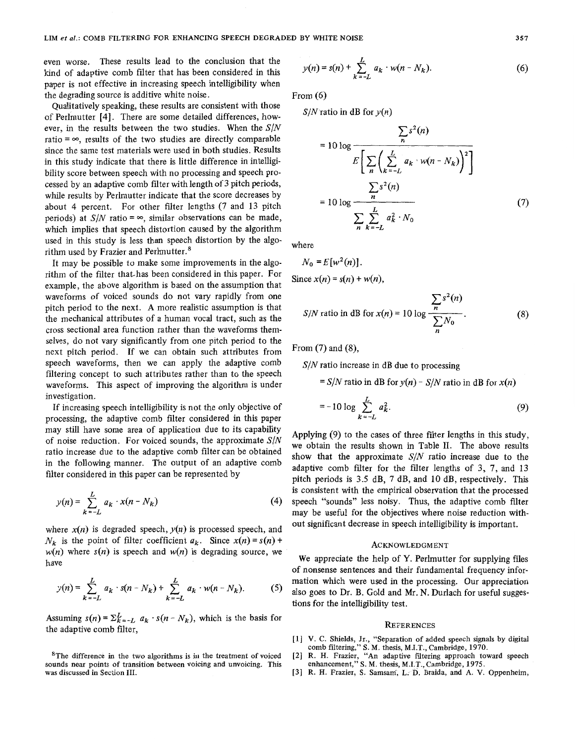even worse. These results lead to the conclusion that the kind of adaptive comb filter that has been considered in this paper is not effective in increasing speech intelligibility when the degrading source is additive white noise.

Qualitatively speaking, these results are consistent with those of Perlmutter [4]. There are some detailed differences, however, in the results between the two studies. When the $S/N$ ratio $= \infty$, results of the two studies are directly comparable since the same test materials were used in both studies. Results in this study indicate that there is little difference in intelligibility score between speech with no processing and speech processed by an adaptive comb filter with length of 3 pitch periods, while results by Perlmutter indicate that the score decreases by about 4 percent. For other filter lengths (7 and 13 pitch periods) at $S/N$ ratio $= \infty$, similar observations can be made, which implies that speech distortion caused by the algorithm used in this study is less than speech distortion by the algorithm used by Frazier and Perlmutter.[8]

It may be possible to make some improvements in the algorithm of the filter that has been considered in this paper. For example, the above algorithm is based on the assumption that waveforms of voiced sounds do not vary rapidly from one pitch period to the next. A more realistic assumption is that the mechanical attributes of a human vocal tract, such as the cross sectional area function rather than the waveforms themselves, do not vary significantly from one pitch period to the next pitch period. If we can obtain such attributes from speech waveforms, then we can apply the adaptive comb filtering concept to such attributes rather than to the speech waveforms. This aspect of improving the algorithm is under investigation.

If increasing speech intelligibility is not the only objective of processing, the adaptive comb filter considered in this paper may still have some area of application due to its capability of noise reduction. For voiced sounds, the approximate $S/N$ ratio increase due to the adaptive comb filter can be obtained in the following manner. The output of an adaptive comb filter considered in this paper can be represented by

$$y(n) = \sum_{k=-L}^{L} a_k \cdot x(n - N_k) \tag{4}$$

where $x(n)$ is degraded speech, $y(n)$ is processed speech, and $N_k$ is the point of filter coefficient $a_k$. Since $x(n) = s(n) + w(n)$ where $s(n)$ is speech and $w(n)$ is degrading source, we have

$$y(n) = \sum_{k=-L}^{L} a_k \cdot s(n - N_k) + \sum_{k=-L}^{L} a_k \cdot w(n - N_k). \tag{5}$$

Assuming $s(n) = \Sigma_{k=-L}^{L} a_k \cdot s(n - N_k)$, which is the basis for the adaptive comb filter,

$$y(n) = s(n) + \sum_{k=-L}^{L} a_k \cdot w(n - N_k). \tag{6}$$

From (6)

$S/N$ ratio in dB for $y(n)$

$$= 10 \log \frac{\sum_n s^2(n)}{E\left[\sum_n \left(\sum_{k=-L}^{L} a_k \cdot w(n - N_k)\right)^2\right]}$$

$$= 10 \log \frac{\sum_n s^2(n)}{\sum_n \sum_{k=-L}^{L} a_k^2 \cdot N_0} \tag{7}$$

where

$$N_0 = E[w^2(n)].$$

Since $x(n) = s(n) + w(n)$,

$$S/N \text{ ratio in dB for } x(n) = 10 \log \frac{\sum_n s^2(n)}{\sum_n N_0}. \tag{8}$$

From (7) and (8),

$S/N$ ratio increase in dB due to processing

$= S/N$ ratio in dB for $y(n)$ $-$ $S/N$ ratio in dB for $x(n)$

$$= -10 \log \sum_{k=-L}^{L} a_k^2. \tag{9}$$

Applying (9) to the cases of three filter lengths in this study, we obtain the results shown in Table II. The above results show that the approximate $S/N$ ratio increase due to the adaptive comb filter for the filter lengths of 3, 7, and 13 pitch periods is 3.5 dB, 7 dB, and 10 dB, respectively. This is consistent with the empirical observation that the processed speech "sounds" less noisy. Thus, the adaptive comb filter may be useful for the objectives where noise reduction without significant decrease in speech intelligibility is important.

## Acknowledgment

We appreciate the help of Y. Perlmutter for supplying files of nonsense sentences and their fundamental frequency information which were used in the processing. Our appreciation also goes to Dr. B. Gold and Mr. N. Durlach for useful suggestions for the intelligibility test.

[8] The difference in the two algorithms is in the treatment of voiced sounds near points of transition between voicing and unvoicing. This was discussed in Section III.

## References

[1] V. C. Shields, Jr., "Separation of added speech signals by digital comb filtering," S. M. thesis, M.I.T., Cambridge, 1970.

[2] R. H. Frazier, "An adaptive filtering approach toward speech enhancement," S. M. thesis, M.I.T., Cambridge, 1975.

[3] R. H. Frazier, S. Samsam, L. D. Braida, and A. V. Oppenheim,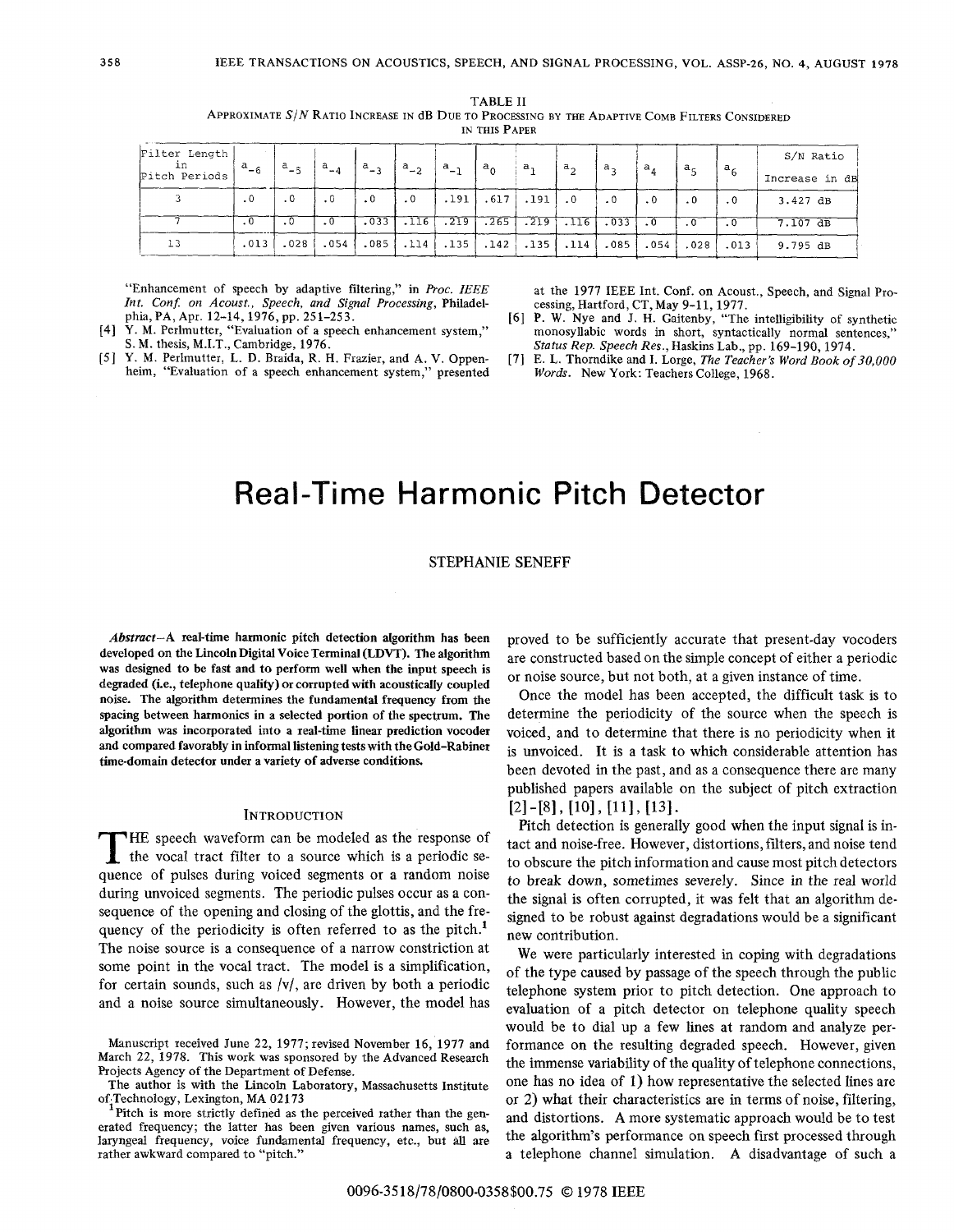TABLE II
APPROXIMATE S/N RATIO INCREASE IN dB DUE TO PROCESSING BY THE ADAPTIVE COMB FILTERS CONSIDERED IN THIS PAPER

| Filter Length in Pitch Periods | $a_{-6}$ | $a_{-5}$ | $a_{-4}$ | $a_{-3}$ | $a_{-2}$ | $a_{-1}$ | $a_0$ | $a_1$ | $a_2$ | $a_3$ | $a_4$ | $a_5$ | $a_6$ | S/N Ratio Increase in dB |
|---|---|---|---|---|---|---|---|---|---|---|---|---|---|---|
| 3 | .0 | .0 | .0 | .0 | .0 | .191 | .617 | .191 | .0 | .0 | .0 | .0 | .0 | 3.427 dB |
| 7 | .0 | .0 | .0 | .033 | .116 | .219 | .265 | .219 | .116 | .033 | .0 | .0 | .0 | 7.107 dB |
| 13 | .013 | .028 | .054 | .085 | .114 | .135 | .142 | .135 | .114 | .085 | .054 | .028 | .013 | 9.795 dB |

"Enhancement of speech by adaptive filtering," in *Proc. IEEE Int. Conf. on Acoust., Speech, and Signal Processing*, Philadelphia, PA, Apr. 12-14, 1976, pp. 251-253.

[4] Y. M. Perlmutter, "Evaluation of a speech enhancement system," S. M. thesis, M.I.T., Cambridge, 1976.

[5] Y. M. Perlmutter, L. D. Braida, R. H. Frazier, and A. V. Oppenheim, "Evaluation of a speech enhancement system," presented at the 1977 IEEE Int. Conf. on Acoust., Speech, and Signal Processing, Hartford, CT, May 9-11, 1977.

[6] P. W. Nye and J. H. Gaitenby, "The intelligibility of synthetic monosyllabic words in short, syntactically normal sentences," *Status Rep. Speech Res.*, Haskins Lab., pp. 169-190, 1974.

[7] E. L. Thorndike and I. Lorge, *The Teacher's Word Book of 30,000 Words*. New York: Teachers College, 1968.

# Real-Time Harmonic Pitch Detector

STEPHANIE SENEFF

***Abstract*—A real-time harmonic pitch detection algorithm has been developed on the Lincoln Digital Voice Terminal (LDVT). The algorithm was designed to be fast and to perform well when the input speech is degraded (i.e., telephone quality) or corrupted with acoustically coupled noise. The algorithm determines the fundamental frequency from the spacing between harmonics in a selected portion of the spectrum. The algorithm was incorporated into a real-time linear prediction vocoder and compared favorably in informal listening tests with the Gold-Rabiner time-domain detector under a variety of adverse conditions.**

## INTRODUCTION

The speech waveform can be modeled as the response of the vocal tract filter to a source which is a periodic sequence of pulses during voiced segments or a random noise during unvoiced segments. The periodic pulses occur as a consequence of the opening and closing of the glottis, and the frequency of the periodicity is often referred to as the pitch.[1] The noise source is a consequence of a narrow constriction at some point in the vocal tract. The model is a simplification, for certain sounds, such as /v/, are driven by both a periodic and a noise source simultaneously. However, the model has proved to be sufficiently accurate that present-day vocoders are constructed based on the simple concept of either a periodic or noise source, but not both, at a given instance of time.

Once the model has been accepted, the difficult task is to determine the periodicity of the source when the speech is voiced, and to determine that there is no periodicity when it is unvoiced. It is a task to which considerable attention has been devoted in the past, and as a consequence there are many published papers available on the subject of pitch extraction [2]-[8], [10], [11], [13].

Pitch detection is generally good when the input signal is intact and noise-free. However, distortions, filters, and noise tend to obscure the pitch information and cause most pitch detectors to break down, sometimes severely. Since in the real world the signal is often corrupted, it was felt that an algorithm designed to be robust against degradations would be a significant new contribution.

We were particularly interested in coping with degradations of the type caused by passage of the speech through the public telephone system prior to pitch detection. One approach to evaluation of a pitch detector on telephone quality speech would be to dial up a few lines at random and analyze performance on the resulting degraded speech. However, given the immense variability of the quality of telephone connections, one has no idea of 1) how representative the selected lines are or 2) what their characteristics are in terms of noise, filtering, and distortions. A more systematic approach would be to test the algorithm's performance on speech first processed through a telephone channel simulation. A disadvantage of such a

Manuscript received June 22, 1977; revised November 16, 1977 and March 22, 1978. This work was sponsored by the Advanced Research Projects Agency of the Department of Defense.

The author is with the Lincoln Laboratory, Massachusetts Institute of Technology, Lexington, MA 02173

[1] Pitch is more strictly defined as the perceived rather than the generated frequency; the latter has been given various names, such as, laryngeal frequency, voice fundamental frequency, etc., but all are rather awkward compared to "pitch."

0096-3518/78/0800-0358$00.75 © 1978 IEEE